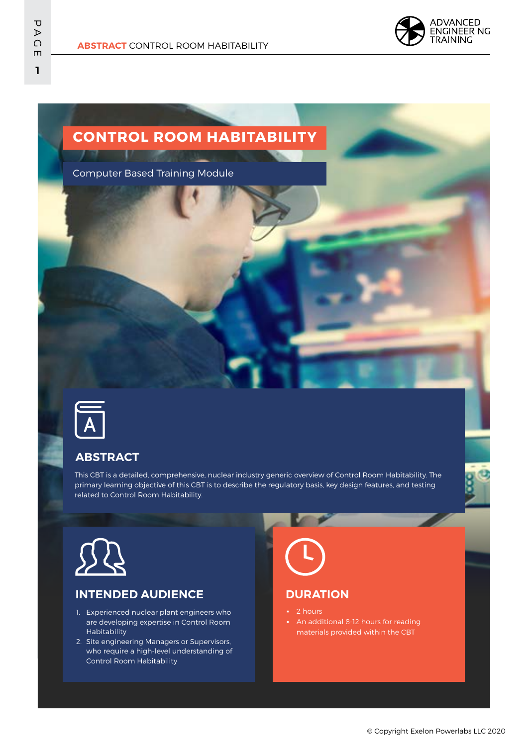# CONTROL ROOM HABITABILITY

Computer Based Training Module

## ABSTRACT

This CBT is a detailed, comprehensive, nuclear industry generic overview of Control Room Habitability. The primary learning objective of this CBT is to describe the regulatory basis, key design features, and testing related to Control Room Habitability.

## INTENDED AUDIENCE

1. Experienced nuclear plant engineers who are developing expertise in Control Room Habitability
2. Site engineering Managers or Supervisors, who require a high-level understanding of Control Room Habitability

## DURATION

- 2 hours
- An additional 8-12 hours for reading materials provided within the CBT

© Copyright Exelon Powerlabs LLC 2020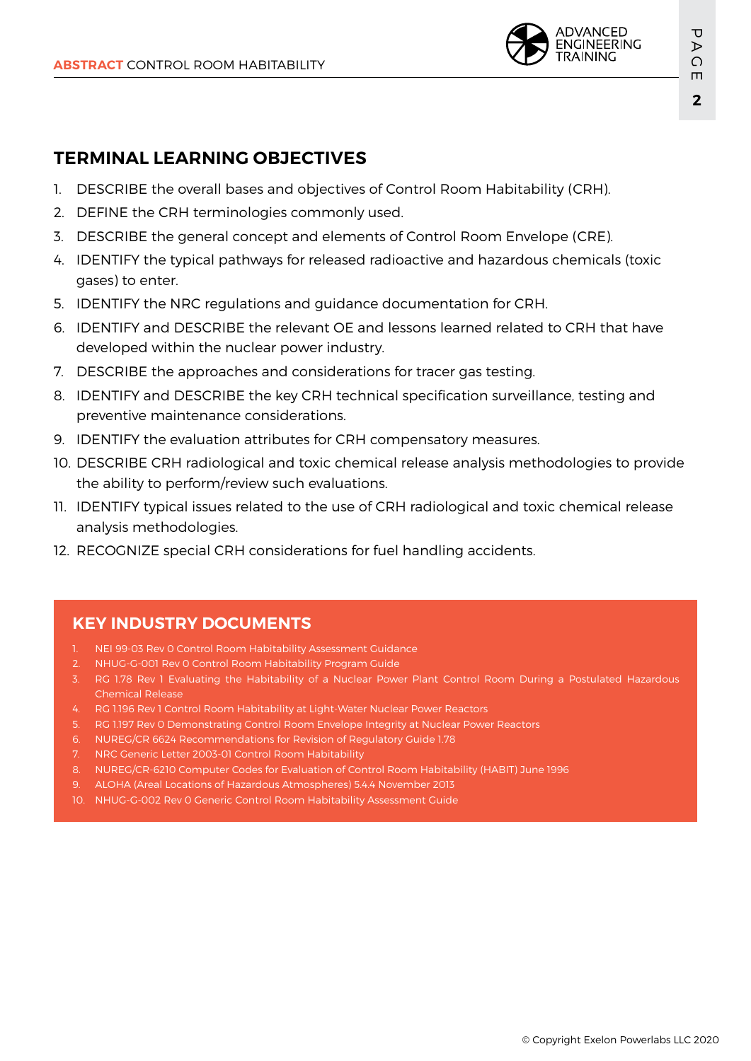## TERMINAL LEARNING OBJECTIVES

1. DESCRIBE the overall bases and objectives of Control Room Habitability (CRH).
2. DEFINE the CRH terminologies commonly used.
3. DESCRIBE the general concept and elements of Control Room Envelope (CRE).
4. IDENTIFY the typical pathways for released radioactive and hazardous chemicals (toxic gases) to enter.
5. IDENTIFY the NRC regulations and guidance documentation for CRH.
6. IDENTIFY and DESCRIBE the relevant OE and lessons learned related to CRH that have developed within the nuclear power industry.
7. DESCRIBE the approaches and considerations for tracer gas testing.
8. IDENTIFY and DESCRIBE the key CRH technical specification surveillance, testing and preventive maintenance considerations.
9. IDENTIFY the evaluation attributes for CRH compensatory measures.
10. DESCRIBE CRH radiological and toxic chemical release analysis methodologies to provide the ability to perform/review such evaluations.
11. IDENTIFY typical issues related to the use of CRH radiological and toxic chemical release analysis methodologies.
12. RECOGNIZE special CRH considerations for fuel handling accidents.

## KEY INDUSTRY DOCUMENTS

1. NEI 99-03 Rev 0 Control Room Habitability Assessment Guidance
2. NHUG-G-001 Rev 0 Control Room Habitability Program Guide
3. RG 1.78 Rev 1 Evaluating the Habitability of a Nuclear Power Plant Control Room During a Postulated Hazardous Chemical Release
4. RG 1.196 Rev 1 Control Room Habitability at Light-Water Nuclear Power Reactors
5. RG 1.197 Rev 0 Demonstrating Control Room Envelope Integrity at Nuclear Power Reactors
6. NUREG/CR 6624 Recommendations for Revision of Regulatory Guide 1.78
7. NRC Generic Letter 2003-01 Control Room Habitability
8. NUREG/CR-6210 Computer Codes for Evaluation of Control Room Habitability (HABIT) June 1996
9. ALOHA (Areal Locations of Hazardous Atmospheres) 5.4.4 November 2013
10. NHUG-G-002 Rev 0 Generic Control Room Habitability Assessment Guide